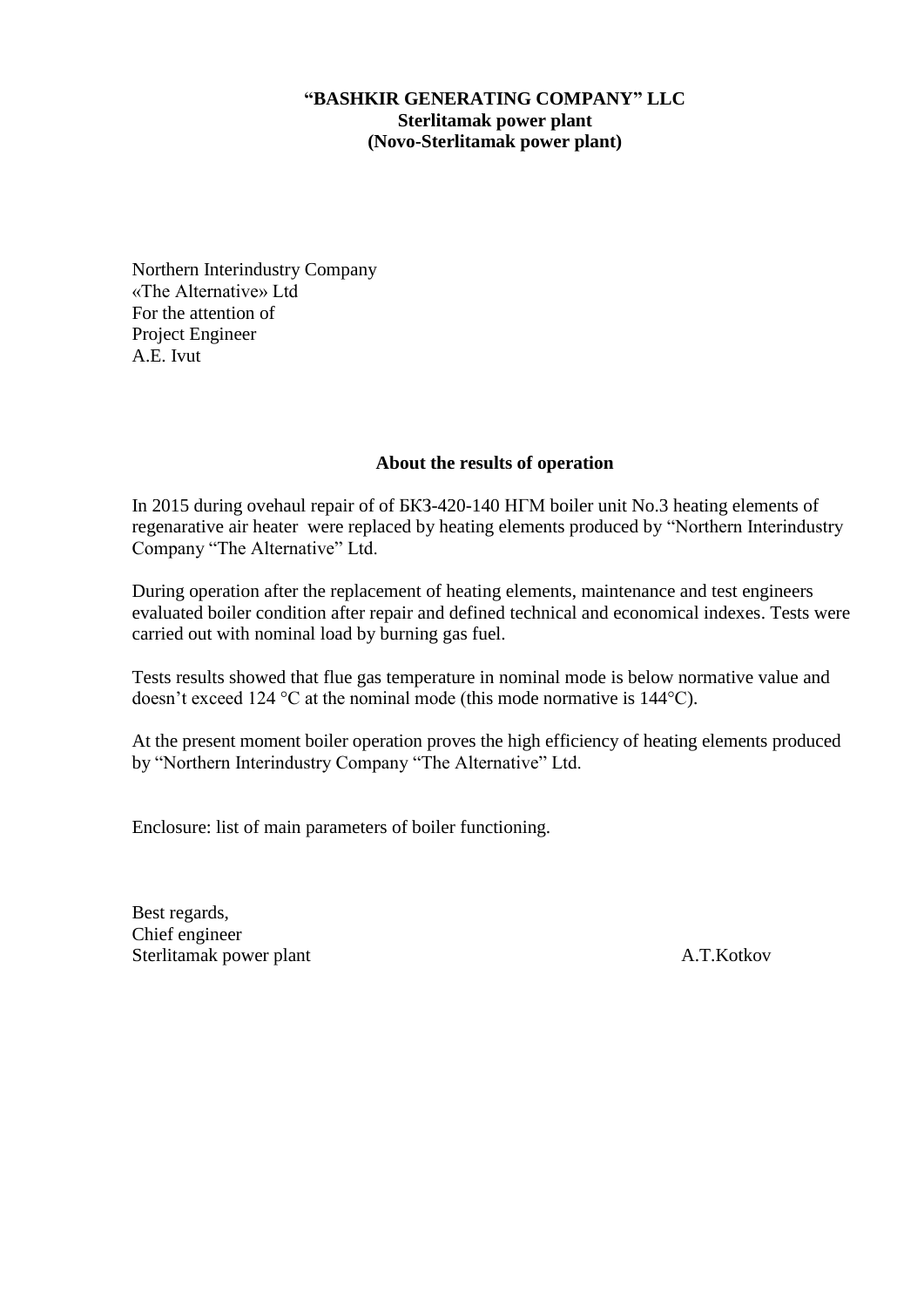**"BASHKIR GENERATING COMPANY" LLC**
**Sterlitamak power plant**
**(Novo-Sterlitamak power plant)**

Northern Interindustry Company
«The Alternative» Ltd
For the attention of
Project Engineer
A.E. Ivut

**About the results of operation**

In 2015 during ovehaul repair of of БКЗ-420-140 НГМ boiler unit No.3 heating elements of regenarative air heater were replaced by heating elements produced by "Northern Interindustry Company "The Alternative" Ltd.

During operation after the replacement of heating elements, maintenance and test engineers evaluated boiler condition after repair and defined technical and economical indexes. Tests were carried out with nominal load by burning gas fuel.

Tests results showed that flue gas temperature in nominal mode is below normative value and doesn't exceed 124 °C at the nominal mode (this mode normative is 144°C).

At the present moment boiler operation proves the high efficiency of heating elements produced by "Northern Interindustry Company "The Alternative" Ltd.

Enclosure: list of main parameters of boiler functioning.

Best regards,
Chief engineer
Sterlitamak power plant A.T.Kotkov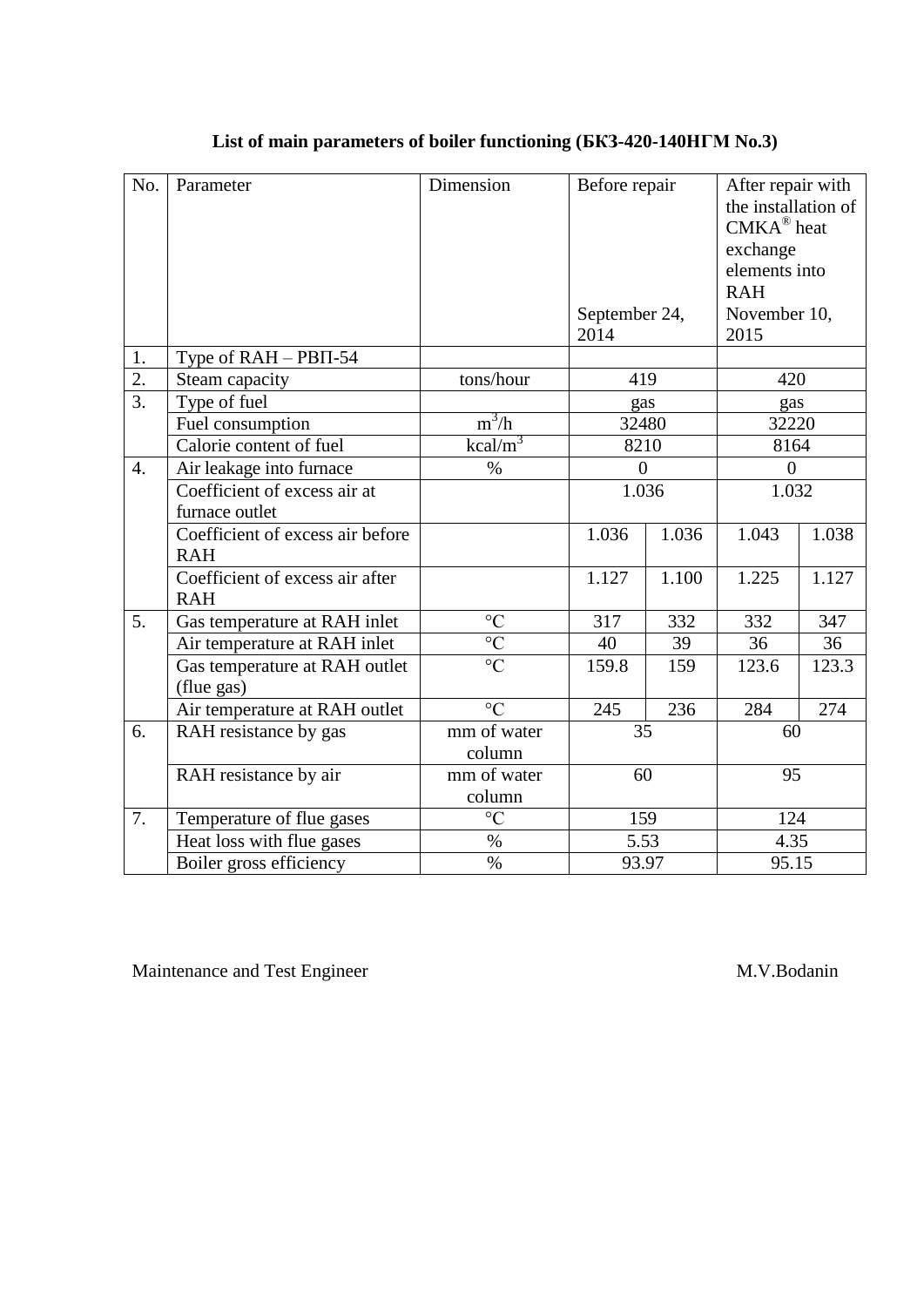**List of main parameters of boiler functioning (БКЗ-420-140НГМ No.3)**

| No. | Parameter | Dimension | Before repair<br><br>September 24, 2014 | | After repair with the installation of CMKA® heat exchange elements into RAH<br><br>November 10, 2015 | |
|---|---|---|---|---|---|---|
| 1. | Type of RAH – РВП-54 | | | | | |
| 2. | Steam capacity | tons/hour | 419 | | 420 | |
| 3. | Type of fuel | | gas | | gas | |
| | Fuel consumption | $m^3/h$ | 32480 | | 32220 | |
| | Calorie content of fuel | $kcal/m^3$ | 8210 | | 8164 | |
| 4. | Air leakage into furnace | % | 0 | | 0 | |
| | Coefficient of excess air at furnace outlet | | 1.036 | | 1.032 | |
| | Coefficient of excess air before RAH | | 1.036 | 1.036 | 1.043 | 1.038 |
| | Coefficient of excess air after RAH | | 1.127 | 1.100 | 1.225 | 1.127 |
| 5. | Gas temperature at RAH inlet | °C | 317 | 332 | 332 | 347 |
| | Air temperature at RAH inlet | °C | 40 | 39 | 36 | 36 |
| | Gas temperature at RAH outlet (flue gas) | °C | 159.8 | 159 | 123.6 | 123.3 |
| | Air temperature at RAH outlet | °C | 245 | 236 | 284 | 274 |
| 6. | RAH resistance by gas | mm of water column | 35 | | 60 | |
| | RAH resistance by air | mm of water column | 60 | | 95 | |
| 7. | Temperature of flue gases | °C | 159 | | 124 | |
| | Heat loss with flue gases | % | 5.53 | | 4.35 | |
| | Boiler gross efficiency | % | 93.97 | | 95.15 | |

Maintenance and Test Engineer M.V.Bodanin